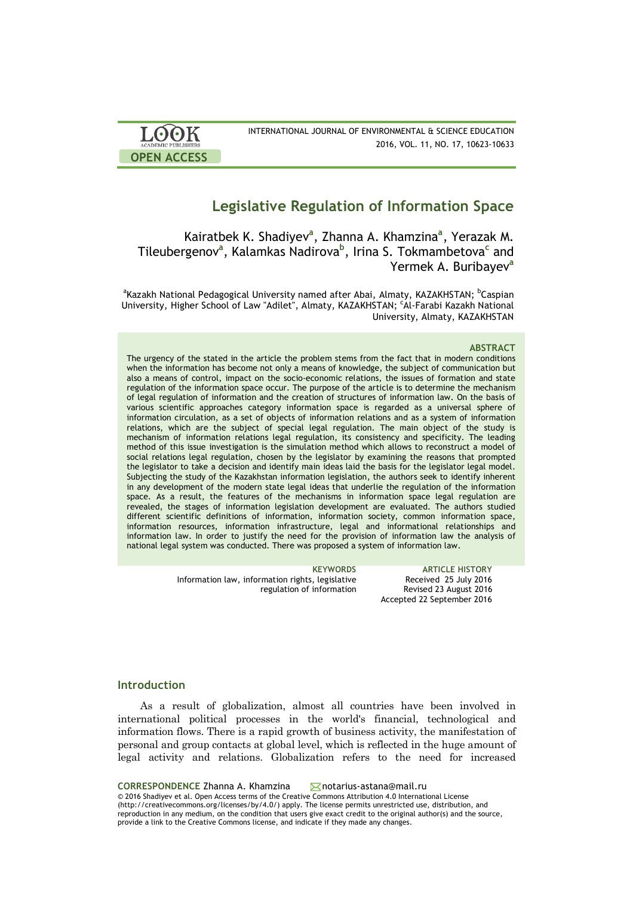# Legislative Regulation of Information Space

Kairatbek K. Shadiyev[a], Zhanna A. Khamzina[a], Yerazak M. Tileubergenov[a], Kalamkas Nadirova[b], Irina S. Tokmambetova[c] and Yermek A. Buribayev[a]

[a]Kazakh National Pedagogical University named after Abai, Almaty, KAZAKHSTAN; [b]Caspian University, Higher School of Law "Adilet", Almaty, KAZAKHSTAN; [c]Al-Farabi Kazakh National University, Almaty, KAZAKHSTAN

### ABSTRACT

The urgency of the stated in the article the problem stems from the fact that in modern conditions when the information has become not only a means of knowledge, the subject of communication but also a means of control, impact on the socio-economic relations, the issues of formation and state regulation of the information space occur. The purpose of the article is to determine the mechanism of legal regulation of information and the creation of structures of information law. On the basis of various scientific approaches category information space is regarded as a universal sphere of information circulation, as a set of objects of information relations and as a system of information relations, which are the subject of special legal regulation. The main object of the study is mechanism of information relations legal regulation, its consistency and specificity. The leading method of this issue investigation is the simulation method which allows to reconstruct a model of social relations legal regulation, chosen by the legislator by examining the reasons that prompted the legislator to take a decision and identify main ideas laid the basis for the legislator legal model. Subjecting the study of the Kazakhstan information legislation, the authors seek to identify inherent in any development of the modern state legal ideas that underlie the regulation of the information space. As a result, the features of the mechanisms in information space legal regulation are revealed, the stages of information legislation development are evaluated. The authors studied different scientific definitions of information, information society, common information space, information resources, information infrastructure, legal and informational relationships and information law. In order to justify the need for the provision of information law the analysis of national legal system was conducted. There was proposed a system of information law.

**KEYWORDS**
Information law, information rights, legislative regulation of information

**ARTICLE HISTORY**
Received 25 July 2016
Revised 23 August 2016
Accepted 22 September 2016

## Introduction

As a result of globalization, almost all countries have been involved in international political processes in the world's financial, technological and information flows. There is a rapid growth of business activity, the manifestation of personal and group contacts at global level, which is reflected in the huge amount of legal activity and relations. Globalization refers to the need for increased

**CORRESPONDENCE** Zhanna A. Khamzina notarius-astana@mail.ru

© 2016 Shadiyev et al. Open Access terms of the Creative Commons Attribution 4.0 International License (http://creativecommons.org/licenses/by/4.0/) apply. The license permits unrestricted use, distribution, and reproduction in any medium, on the condition that users give exact credit to the original author(s) and the source, provide a link to the Creative Commons license, and indicate if they made any changes.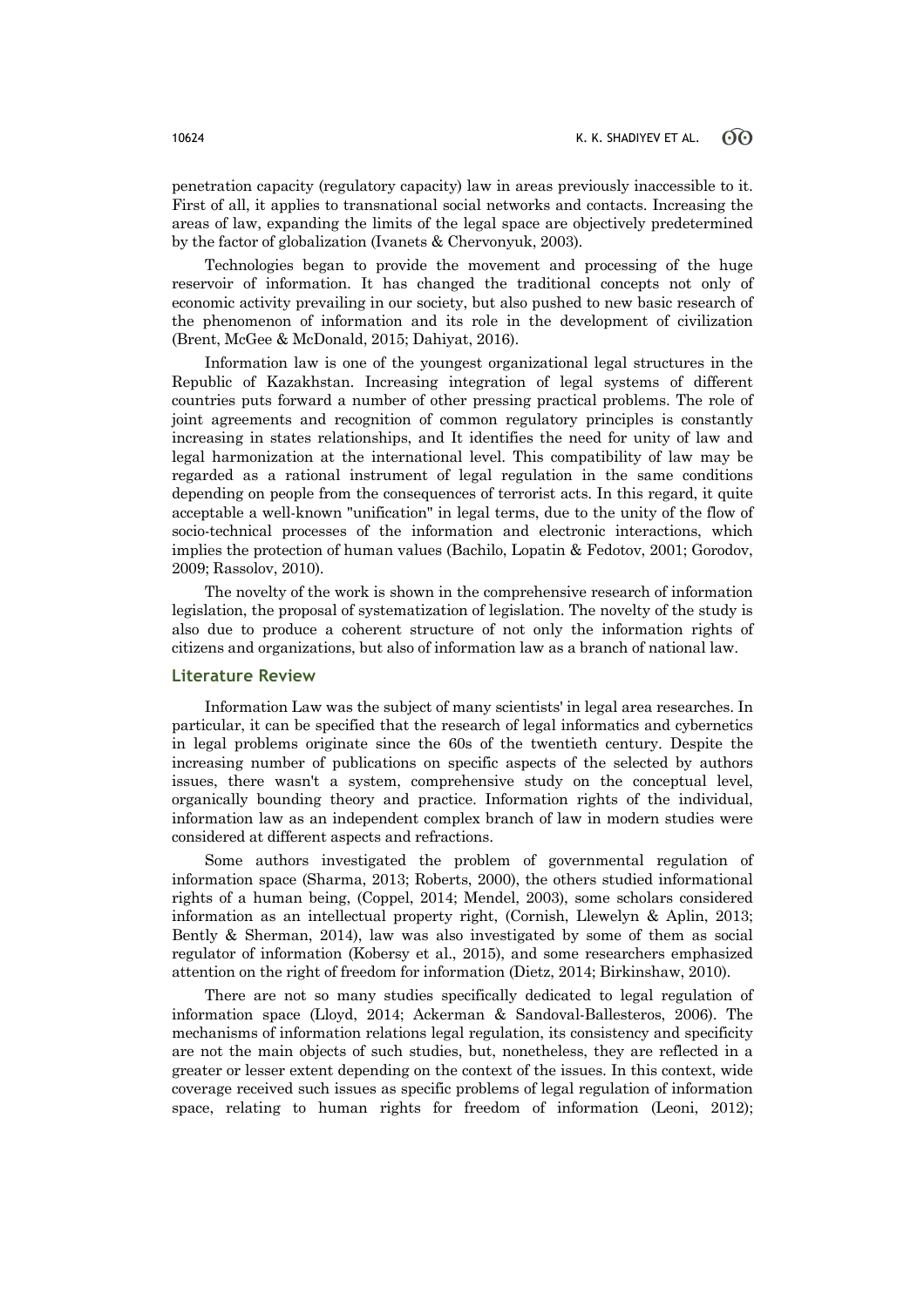penetration capacity (regulatory capacity) law in areas previously inaccessible to it. First of all, it applies to transnational social networks and contacts. Increasing the areas of law, expanding the limits of the legal space are objectively predetermined by the factor of globalization (Ivanets & Chervonyuk, 2003).

Technologies began to provide the movement and processing of the huge reservoir of information. It has changed the traditional concepts not only of economic activity prevailing in our society, but also pushed to new basic research of the phenomenon of information and its role in the development of civilization (Brent, McGee & McDonald, 2015; Dahiyat, 2016).

Information law is one of the youngest organizational legal structures in the Republic of Kazakhstan. Increasing integration of legal systems of different countries puts forward a number of other pressing practical problems. The role of joint agreements and recognition of common regulatory principles is constantly increasing in states relationships, and It identifies the need for unity of law and legal harmonization at the international level. This compatibility of law may be regarded as a rational instrument of legal regulation in the same conditions depending on people from the consequences of terrorist acts. In this regard, it quite acceptable a well-known "unification" in legal terms, due to the unity of the flow of socio-technical processes of the information and electronic interactions, which implies the protection of human values (Bachilo, Lopatin & Fedotov, 2001; Gorodov, 2009; Rassolov, 2010).

The novelty of the work is shown in the comprehensive research of information legislation, the proposal of systematization of legislation. The novelty of the study is also due to produce a coherent structure of not only the information rights of citizens and organizations, but also of information law as a branch of national law.

## Literature Review

Information Law was the subject of many scientists' in legal area researches. In particular, it can be specified that the research of legal informatics and cybernetics in legal problems originate since the 60s of the twentieth century. Despite the increasing number of publications on specific aspects of the selected by authors issues, there wasn't a system, comprehensive study on the conceptual level, organically bounding theory and practice. Information rights of the individual, information law as an independent complex branch of law in modern studies were considered at different aspects and refractions.

Some authors investigated the problem of governmental regulation of information space (Sharma, 2013; Roberts, 2000), the others studied informational rights of a human being, (Coppel, 2014; Mendel, 2003), some scholars considered information as an intellectual property right, (Cornish, Llewelyn & Aplin, 2013; Bently & Sherman, 2014), law was also investigated by some of them as social regulator of information (Kobersy et al., 2015), and some researchers emphasized attention on the right of freedom for information (Dietz, 2014; Birkinshaw, 2010).

There are not so many studies specifically dedicated to legal regulation of information space (Lloyd, 2014; Ackerman & Sandoval-Ballesteros, 2006). The mechanisms of information relations legal regulation, its consistency and specificity are not the main objects of such studies, but, nonetheless, they are reflected in a greater or lesser extent depending on the context of the issues. In this context, wide coverage received such issues as specific problems of legal regulation of information space, relating to human rights for freedom of information (Leoni, 2012);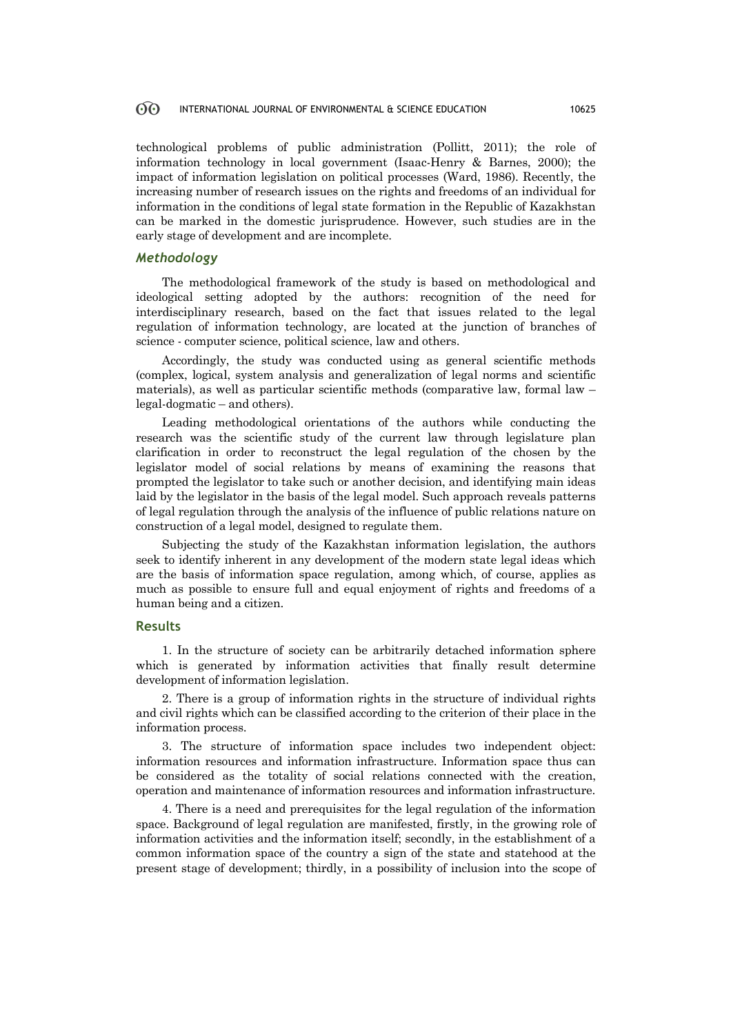technological problems of public administration (Pollitt, 2011); the role of information technology in local government (Isaac-Henry & Barnes, 2000); the impact of information legislation on political processes (Ward, 1986). Recently, the increasing number of research issues on the rights and freedoms of an individual for information in the conditions of legal state formation in the Republic of Kazakhstan can be marked in the domestic jurisprudence. However, such studies are in the early stage of development and are incomplete.

## *Methodology*

The methodological framework of the study is based on methodological and ideological setting adopted by the authors: recognition of the need for interdisciplinary research, based on the fact that issues related to the legal regulation of information technology, are located at the junction of branches of science - computer science, political science, law and others.

Accordingly, the study was conducted using as general scientific methods (complex, logical, system analysis and generalization of legal norms and scientific materials), as well as particular scientific methods (comparative law, formal law – legal-dogmatic – and others).

Leading methodological orientations of the authors while conducting the research was the scientific study of the current law through legislature plan clarification in order to reconstruct the legal regulation of the chosen by the legislator model of social relations by means of examining the reasons that prompted the legislator to take such or another decision, and identifying main ideas laid by the legislator in the basis of the legal model. Such approach reveals patterns of legal regulation through the analysis of the influence of public relations nature on construction of a legal model, designed to regulate them.

Subjecting the study of the Kazakhstan information legislation, the authors seek to identify inherent in any development of the modern state legal ideas which are the basis of information space regulation, among which, of course, applies as much as possible to ensure full and equal enjoyment of rights and freedoms of a human being and a citizen.

## Results

1. In the structure of society can be arbitrarily detached information sphere which is generated by information activities that finally result determine development of information legislation.

2. There is a group of information rights in the structure of individual rights and civil rights which can be classified according to the criterion of their place in the information process.

3. The structure of information space includes two independent object: information resources and information infrastructure. Information space thus can be considered as the totality of social relations connected with the creation, operation and maintenance of information resources and information infrastructure.

4. There is a need and prerequisites for the legal regulation of the information space. Background of legal regulation are manifested, firstly, in the growing role of information activities and the information itself; secondly, in the establishment of a common information space of the country a sign of the state and statehood at the present stage of development; thirdly, in a possibility of inclusion into the scope of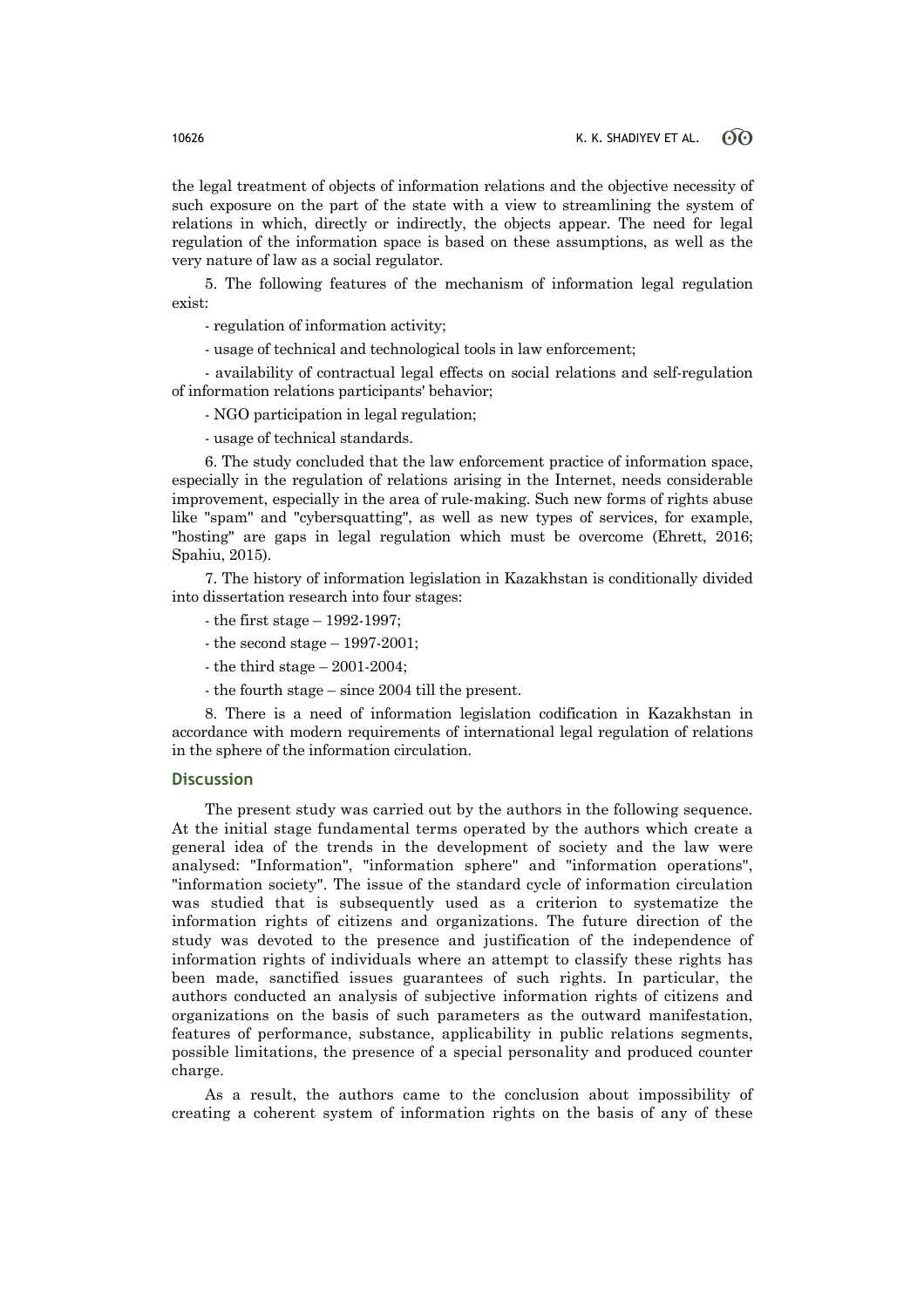the legal treatment of objects of information relations and the objective necessity of such exposure on the part of the state with a view to streamlining the system of relations in which, directly or indirectly, the objects appear. The need for legal regulation of the information space is based on these assumptions, as well as the very nature of law as a social regulator.

5. The following features of the mechanism of information legal regulation exist:

- regulation of information activity;

- usage of technical and technological tools in law enforcement;

- availability of contractual legal effects on social relations and self-regulation of information relations participants' behavior;

- NGO participation in legal regulation;

- usage of technical standards.

6. The study concluded that the law enforcement practice of information space, especially in the regulation of relations arising in the Internet, needs considerable improvement, especially in the area of rule-making. Such new forms of rights abuse like "spam" and "cybersquatting", as well as new types of services, for example, "hosting" are gaps in legal regulation which must be overcome (Ehrett, 2016; Spahiu, 2015).

7. The history of information legislation in Kazakhstan is conditionally divided into dissertation research into four stages:

- the first stage – 1992-1997;

- the second stage – 1997-2001;

- the third stage – 2001-2004;

- the fourth stage – since 2004 till the present.

8. There is a need of information legislation codification in Kazakhstan in accordance with modern requirements of international legal regulation of relations in the sphere of the information circulation.

## Discussion

The present study was carried out by the authors in the following sequence. At the initial stage fundamental terms operated by the authors which create a general idea of the trends in the development of society and the law were analysed: "Information", "information sphere" and "information operations", "information society". The issue of the standard cycle of information circulation was studied that is subsequently used as a criterion to systematize the information rights of citizens and organizations. The future direction of the study was devoted to the presence and justification of the independence of information rights of individuals where an attempt to classify these rights has been made, sanctified issues guarantees of such rights. In particular, the authors conducted an analysis of subjective information rights of citizens and organizations on the basis of such parameters as the outward manifestation, features of performance, substance, applicability in public relations segments, possible limitations, the presence of a special personality and produced counter charge.

As a result, the authors came to the conclusion about impossibility of creating a coherent system of information rights on the basis of any of these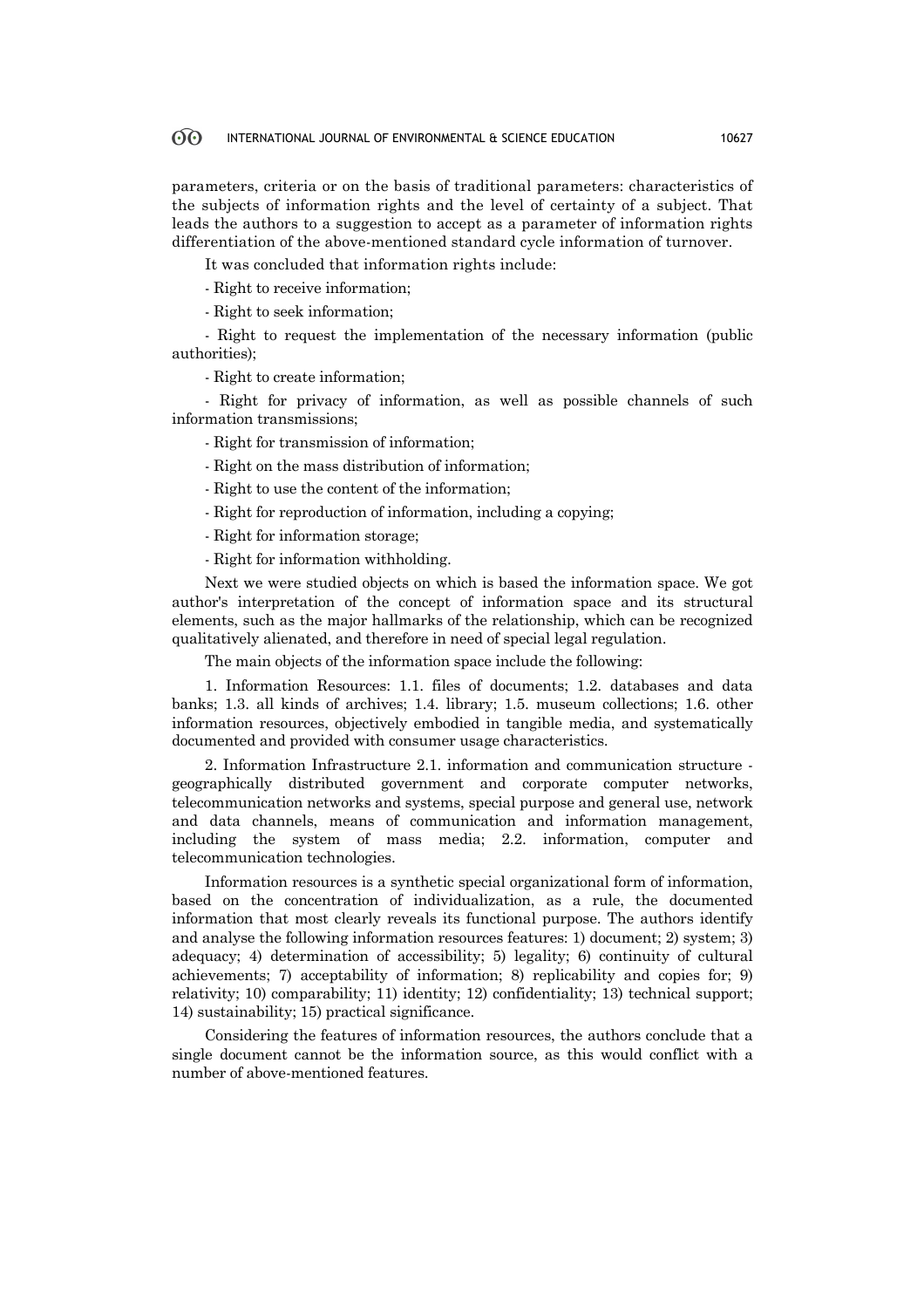parameters, criteria or on the basis of traditional parameters: characteristics of the subjects of information rights and the level of certainty of a subject. That leads the authors to a suggestion to accept as a parameter of information rights differentiation of the above-mentioned standard cycle information of turnover.

It was concluded that information rights include:

- Right to receive information;
- Right to seek information;
- Right to request the implementation of the necessary information (public authorities);
- Right to create information;
- Right for privacy of information, as well as possible channels of such information transmissions;
- Right for transmission of information;
- Right on the mass distribution of information;
- Right to use the content of the information;
- Right for reproduction of information, including a copying;
- Right for information storage;
- Right for information withholding.

Next we were studied objects on which is based the information space. We got author's interpretation of the concept of information space and its structural elements, such as the major hallmarks of the relationship, which can be recognized qualitatively alienated, and therefore in need of special legal regulation.

The main objects of the information space include the following:

1. Information Resources: 1.1. files of documents; 1.2. databases and data banks; 1.3. all kinds of archives; 1.4. library; 1.5. museum collections; 1.6. other information resources, objectively embodied in tangible media, and systematically documented and provided with consumer usage characteristics.

2. Information Infrastructure 2.1. information and communication structure - geographically distributed government and corporate computer networks, telecommunication networks and systems, special purpose and general use, network and data channels, means of communication and information management, including the system of mass media; 2.2. information, computer and telecommunication technologies.

Information resources is a synthetic special organizational form of information, based on the concentration of individualization, as a rule, the documented information that most clearly reveals its functional purpose. The authors identify and analyse the following information resources features: 1) document; 2) system; 3) adequacy; 4) determination of accessibility; 5) legality; 6) continuity of cultural achievements; 7) acceptability of information; 8) replicability and copies for; 9) relativity; 10) comparability; 11) identity; 12) confidentiality; 13) technical support; 14) sustainability; 15) practical significance.

Considering the features of information resources, the authors conclude that a single document cannot be the information source, as this would conflict with a number of above-mentioned features.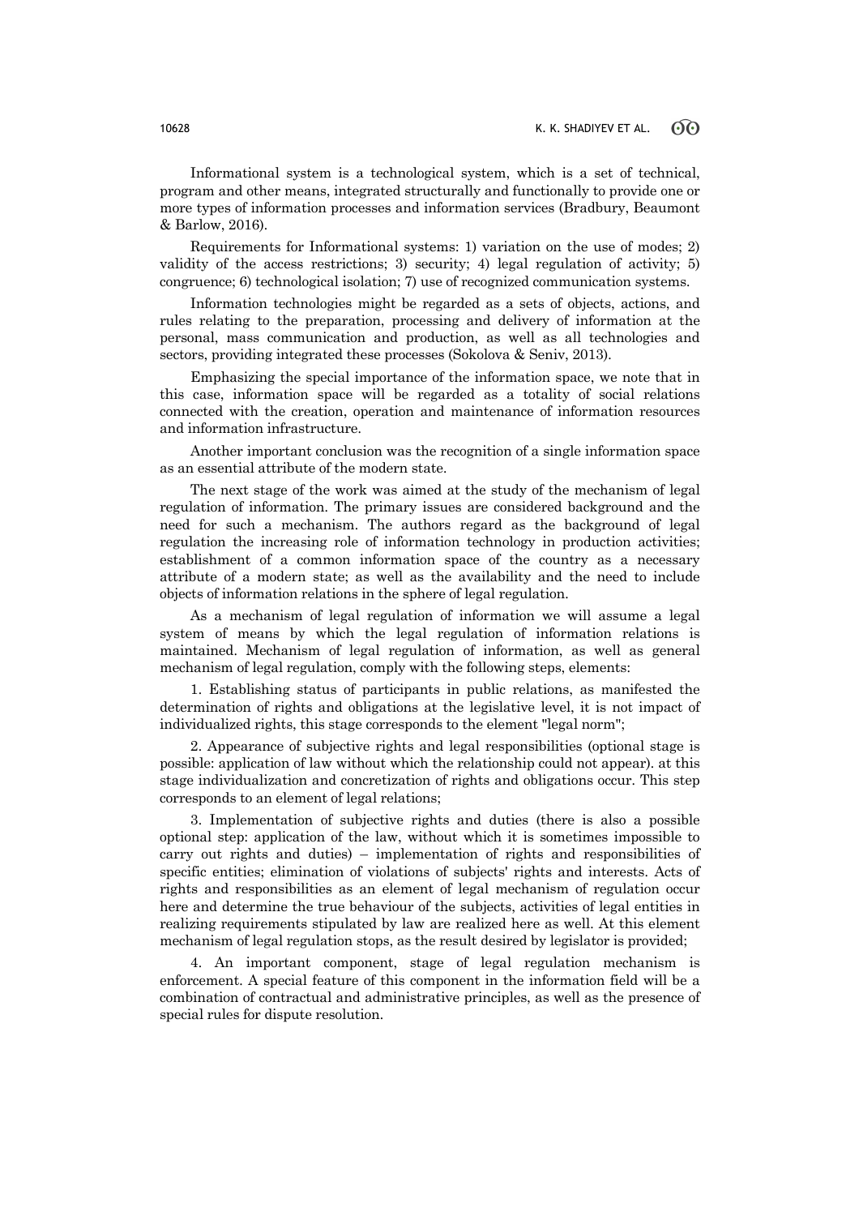Informational system is a technological system, which is a set of technical, program and other means, integrated structurally and functionally to provide one or more types of information processes and information services (Bradbury, Beaumont & Barlow, 2016).

Requirements for Informational systems: 1) variation on the use of modes; 2) validity of the access restrictions; 3) security; 4) legal regulation of activity; 5) congruence; 6) technological isolation; 7) use of recognized communication systems.

Information technologies might be regarded as a sets of objects, actions, and rules relating to the preparation, processing and delivery of information at the personal, mass communication and production, as well as all technologies and sectors, providing integrated these processes (Sokolova & Seniv, 2013).

Emphasizing the special importance of the information space, we note that in this case, information space will be regarded as a totality of social relations connected with the creation, operation and maintenance of information resources and information infrastructure.

Another important conclusion was the recognition of a single information space as an essential attribute of the modern state.

The next stage of the work was aimed at the study of the mechanism of legal regulation of information. The primary issues are considered background and the need for such a mechanism. The authors regard as the background of legal regulation the increasing role of information technology in production activities; establishment of a common information space of the country as a necessary attribute of a modern state; as well as the availability and the need to include objects of information relations in the sphere of legal regulation.

As a mechanism of legal regulation of information we will assume a legal system of means by which the legal regulation of information relations is maintained. Mechanism of legal regulation of information, as well as general mechanism of legal regulation, comply with the following steps, elements:

1. Establishing status of participants in public relations, as manifested the determination of rights and obligations at the legislative level, it is not impact of individualized rights, this stage corresponds to the element "legal norm";

2. Appearance of subjective rights and legal responsibilities (optional stage is possible: application of law without which the relationship could not appear). at this stage individualization and concretization of rights and obligations occur. This step corresponds to an element of legal relations;

3. Implementation of subjective rights and duties (there is also a possible optional step: application of the law, without which it is sometimes impossible to carry out rights and duties) – implementation of rights and responsibilities of specific entities; elimination of violations of subjects' rights and interests. Acts of rights and responsibilities as an element of legal mechanism of regulation occur here and determine the true behaviour of the subjects, activities of legal entities in realizing requirements stipulated by law are realized here as well. At this element mechanism of legal regulation stops, as the result desired by legislator is provided;

4. An important component, stage of legal regulation mechanism is enforcement. A special feature of this component in the information field will be a combination of contractual and administrative principles, as well as the presence of special rules for dispute resolution.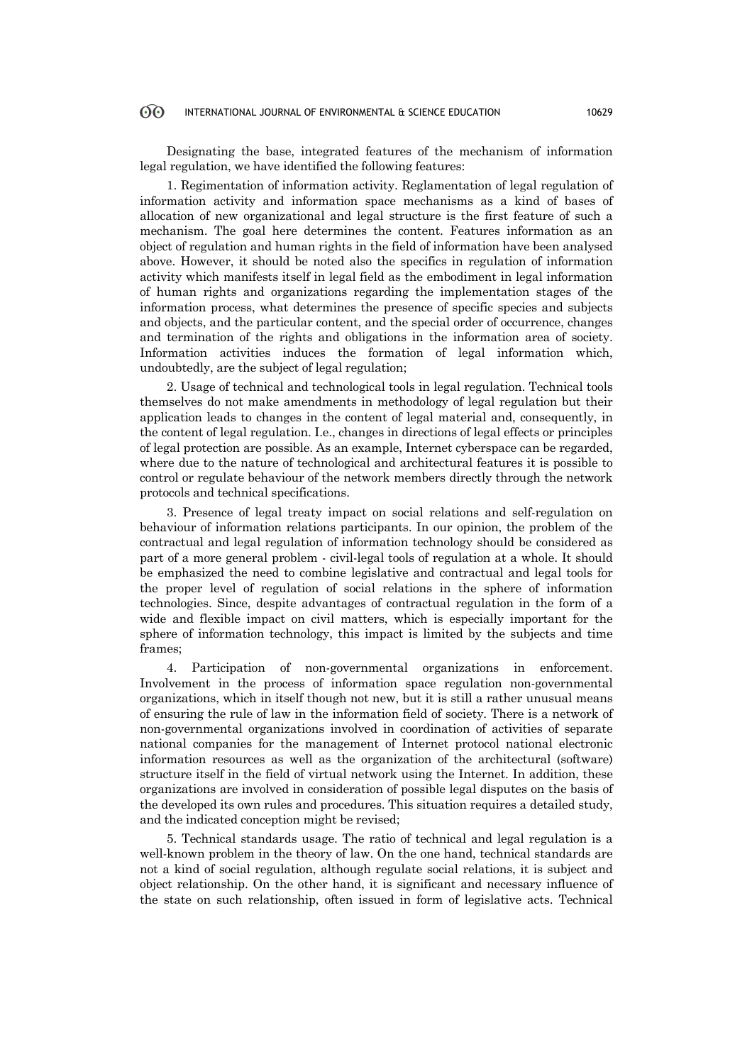Designating the base, integrated features of the mechanism of information legal regulation, we have identified the following features:

1. Regimentation of information activity. Reglamentation of legal regulation of information activity and information space mechanisms as a kind of bases of allocation of new organizational and legal structure is the first feature of such a mechanism. The goal here determines the content. Features information as an object of regulation and human rights in the field of information have been analysed above. However, it should be noted also the specifics in regulation of information activity which manifests itself in legal field as the embodiment in legal information of human rights and organizations regarding the implementation stages of the information process, what determines the presence of specific species and subjects and objects, and the particular content, and the special order of occurrence, changes and termination of the rights and obligations in the information area of society. Information activities induces the formation of legal information which, undoubtedly, are the subject of legal regulation;

2. Usage of technical and technological tools in legal regulation. Technical tools themselves do not make amendments in methodology of legal regulation but their application leads to changes in the content of legal material and, consequently, in the content of legal regulation. I.e., changes in directions of legal effects or principles of legal protection are possible. As an example, Internet cyberspace can be regarded, where due to the nature of technological and architectural features it is possible to control or regulate behaviour of the network members directly through the network protocols and technical specifications.

3. Presence of legal treaty impact on social relations and self-regulation on behaviour of information relations participants. In our opinion, the problem of the contractual and legal regulation of information technology should be considered as part of a more general problem - civil-legal tools of regulation at a whole. It should be emphasized the need to combine legislative and contractual and legal tools for the proper level of regulation of social relations in the sphere of information technologies. Since, despite advantages of contractual regulation in the form of a wide and flexible impact on civil matters, which is especially important for the sphere of information technology, this impact is limited by the subjects and time frames;

4. Participation of non-governmental organizations in enforcement. Involvement in the process of information space regulation non-governmental organizations, which in itself though not new, but it is still a rather unusual means of ensuring the rule of law in the information field of society. There is a network of non-governmental organizations involved in coordination of activities of separate national companies for the management of Internet protocol national electronic information resources as well as the organization of the architectural (software) structure itself in the field of virtual network using the Internet. In addition, these organizations are involved in consideration of possible legal disputes on the basis of the developed its own rules and procedures. This situation requires a detailed study, and the indicated conception might be revised;

5. Technical standards usage. The ratio of technical and legal regulation is a well-known problem in the theory of law. On the one hand, technical standards are not a kind of social regulation, although regulate social relations, it is subject and object relationship. On the other hand, it is significant and necessary influence of the state on such relationship, often issued in form of legislative acts. Technical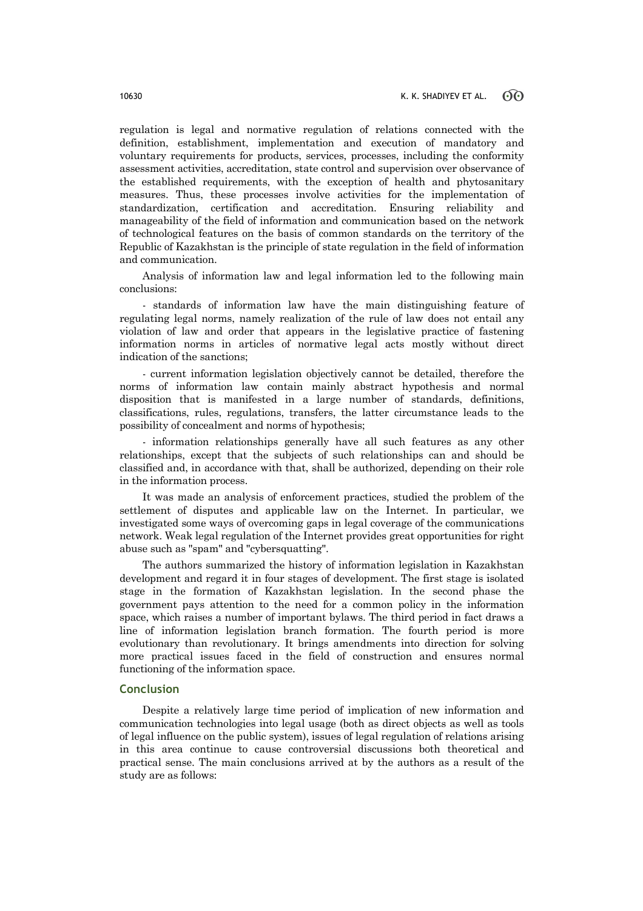regulation is legal and normative regulation of relations connected with the definition, establishment, implementation and execution of mandatory and voluntary requirements for products, services, processes, including the conformity assessment activities, accreditation, state control and supervision over observance of the established requirements, with the exception of health and phytosanitary measures. Thus, these processes involve activities for the implementation of standardization, certification and accreditation. Ensuring reliability and manageability of the field of information and communication based on the network of technological features on the basis of common standards on the territory of the Republic of Kazakhstan is the principle of state regulation in the field of information and communication.

Analysis of information law and legal information led to the following main conclusions:

- standards of information law have the main distinguishing feature of regulating legal norms, namely realization of the rule of law does not entail any violation of law and order that appears in the legislative practice of fastening information norms in articles of normative legal acts mostly without direct indication of the sanctions;

- current information legislation objectively cannot be detailed, therefore the norms of information law contain mainly abstract hypothesis and normal disposition that is manifested in a large number of standards, definitions, classifications, rules, regulations, transfers, the latter circumstance leads to the possibility of concealment and norms of hypothesis;

- information relationships generally have all such features as any other relationships, except that the subjects of such relationships can and should be classified and, in accordance with that, shall be authorized, depending on their role in the information process.

It was made an analysis of enforcement practices, studied the problem of the settlement of disputes and applicable law on the Internet. In particular, we investigated some ways of overcoming gaps in legal coverage of the communications network. Weak legal regulation of the Internet provides great opportunities for right abuse such as "spam" and "cybersquatting".

The authors summarized the history of information legislation in Kazakhstan development and regard it in four stages of development. The first stage is isolated stage in the formation of Kazakhstan legislation. In the second phase the government pays attention to the need for a common policy in the information space, which raises a number of important bylaws. The third period in fact draws a line of information legislation branch formation. The fourth period is more evolutionary than revolutionary. It brings amendments into direction for solving more practical issues faced in the field of construction and ensures normal functioning of the information space.

## Conclusion

Despite a relatively large time period of implication of new information and communication technologies into legal usage (both as direct objects as well as tools of legal influence on the public system), issues of legal regulation of relations arising in this area continue to cause controversial discussions both theoretical and practical sense. The main conclusions arrived at by the authors as a result of the study are as follows: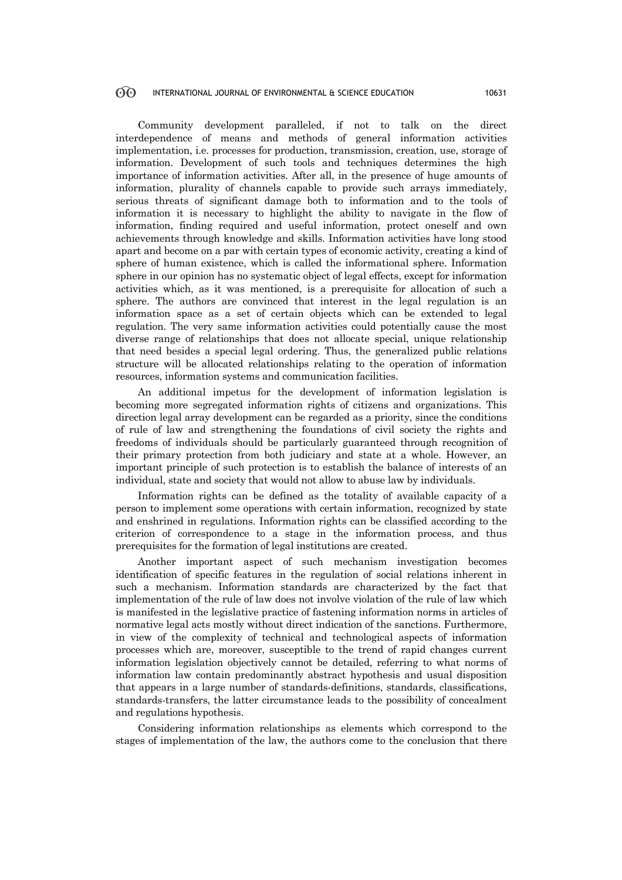Community development paralleled, if not to talk on the direct interdependence of means and methods of general information activities implementation, i.e. processes for production, transmission, creation, use, storage of information. Development of such tools and techniques determines the high importance of information activities. After all, in the presence of huge amounts of information, plurality of channels capable to provide such arrays immediately, serious threats of significant damage both to information and to the tools of information it is necessary to highlight the ability to navigate in the flow of information, finding required and useful information, protect oneself and own achievements through knowledge and skills. Information activities have long stood apart and become on a par with certain types of economic activity, creating a kind of sphere of human existence, which is called the informational sphere. Information sphere in our opinion has no systematic object of legal effects, except for information activities which, as it was mentioned, is a prerequisite for allocation of such a sphere. The authors are convinced that interest in the legal regulation is an information space as a set of certain objects which can be extended to legal regulation. The very same information activities could potentially cause the most diverse range of relationships that does not allocate special, unique relationship that need besides a special legal ordering. Thus, the generalized public relations structure will be allocated relationships relating to the operation of information resources, information systems and communication facilities.

An additional impetus for the development of information legislation is becoming more segregated information rights of citizens and organizations. This direction legal array development can be regarded as a priority, since the conditions of rule of law and strengthening the foundations of civil society the rights and freedoms of individuals should be particularly guaranteed through recognition of their primary protection from both judiciary and state at a whole. However, an important principle of such protection is to establish the balance of interests of an individual, state and society that would not allow to abuse law by individuals.

Information rights can be defined as the totality of available capacity of a person to implement some operations with certain information, recognized by state and enshrined in regulations. Information rights can be classified according to the criterion of correspondence to a stage in the information process, and thus prerequisites for the formation of legal institutions are created.

Another important aspect of such mechanism investigation becomes identification of specific features in the regulation of social relations inherent in such a mechanism. Information standards are characterized by the fact that implementation of the rule of law does not involve violation of the rule of law which is manifested in the legislative practice of fastening information norms in articles of normative legal acts mostly without direct indication of the sanctions. Furthermore, in view of the complexity of technical and technological aspects of information processes which are, moreover, susceptible to the trend of rapid changes current information legislation objectively cannot be detailed, referring to what norms of information law contain predominantly abstract hypothesis and usual disposition that appears in a large number of standards-definitions, standards, classifications, standards-transfers, the latter circumstance leads to the possibility of concealment and regulations hypothesis.

Considering information relationships as elements which correspond to the stages of implementation of the law, the authors come to the conclusion that there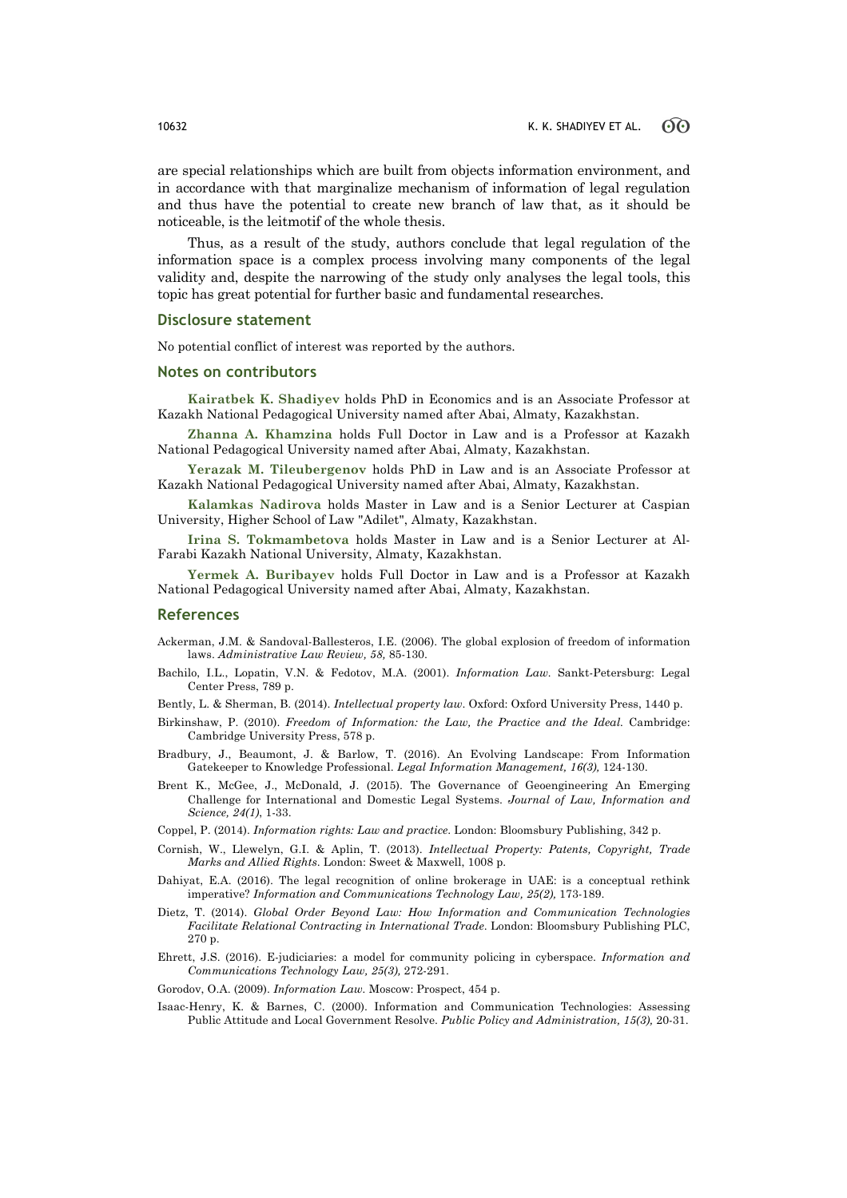are special relationships which are built from objects information environment, and in accordance with that marginalize mechanism of information of legal regulation and thus have the potential to create new branch of law that, as it should be noticeable, is the leitmotif of the whole thesis.

Thus, as a result of the study, authors conclude that legal regulation of the information space is a complex process involving many components of the legal validity and, despite the narrowing of the study only analyses the legal tools, this topic has great potential for further basic and fundamental researches.

## Disclosure statement

No potential conflict of interest was reported by the authors.

## Notes on contributors

**Kairatbek K. Shadiyev** holds PhD in Economics and is an Associate Professor at Kazakh National Pedagogical University named after Abai, Almaty, Kazakhstan.

**Zhanna A. Khamzina** holds Full Doctor in Law and is a Professor at Kazakh National Pedagogical University named after Abai, Almaty, Kazakhstan.

**Yerazak M. Tileubergenov** holds PhD in Law and is an Associate Professor at Kazakh National Pedagogical University named after Abai, Almaty, Kazakhstan.

**Kalamkas Nadirova** holds Master in Law and is a Senior Lecturer at Caspian University, Higher School of Law "Adilet", Almaty, Kazakhstan.

**Irina S. Tokmambetova** holds Master in Law and is a Senior Lecturer at Al-Farabi Kazakh National University, Almaty, Kazakhstan.

**Yermek A. Buribayev** holds Full Doctor in Law and is a Professor at Kazakh National Pedagogical University named after Abai, Almaty, Kazakhstan.

## References

Ackerman, J.M. & Sandoval-Ballesteros, I.E. (2006). The global explosion of freedom of information laws. *Administrative Law Review, 58,* 85-130.

Bachilo, I.L., Lopatin, V.N. & Fedotov, M.A. (2001). *Information Law*. Sankt-Petersburg: Legal Center Press, 789 p.

Bently, L. & Sherman, B. (2014). *Intellectual property law*. Oxford: Oxford University Press, 1440 p.

Birkinshaw, P. (2010). *Freedom of Information: the Law, the Practice and the Ideal.* Cambridge: Cambridge University Press, 578 p.

Bradbury, J., Beaumont, J. & Barlow, T. (2016). An Evolving Landscape: From Information Gatekeeper to Knowledge Professional. *Legal Information Management, 16(3),* 124-130.

Brent K., McGee, J., McDonald, J. (2015). The Governance of Geoengineering An Emerging Challenge for International and Domestic Legal Systems. *Journal of Law, Information and Science, 24(1)*, 1-33.

Coppel, P. (2014). *Information rights: Law and practice*. London: Bloomsbury Publishing, 342 p.

Cornish, W., Llewelyn, G.I. & Aplin, T. (2013). *Intellectual Property: Patents, Copyright, Trade Marks and Allied Rights*. London: Sweet & Maxwell, 1008 p.

Dahiyat, E.A. (2016). The legal recognition of online brokerage in UAE: is a conceptual rethink imperative? *Information and Communications Technology Law, 25(2),* 173-189.

Dietz, T. (2014). *Global Order Beyond Law: How Information and Communication Technologies Facilitate Relational Contracting in International Trade*. London: Bloomsbury Publishing PLC, 270 p.

Ehrett, J.S. (2016). E-judiciaries: a model for community policing in cyberspace. *Information and Communications Technology Law, 25(3),* 272-291.

Gorodov, O.A. (2009). *Information Law*. Moscow: Prospect, 454 p.

Isaac-Henry, K. & Barnes, C. (2000). Information and Communication Technologies: Assessing Public Attitude and Local Government Resolve. *Public Policy and Administration, 15(3),* 20-31.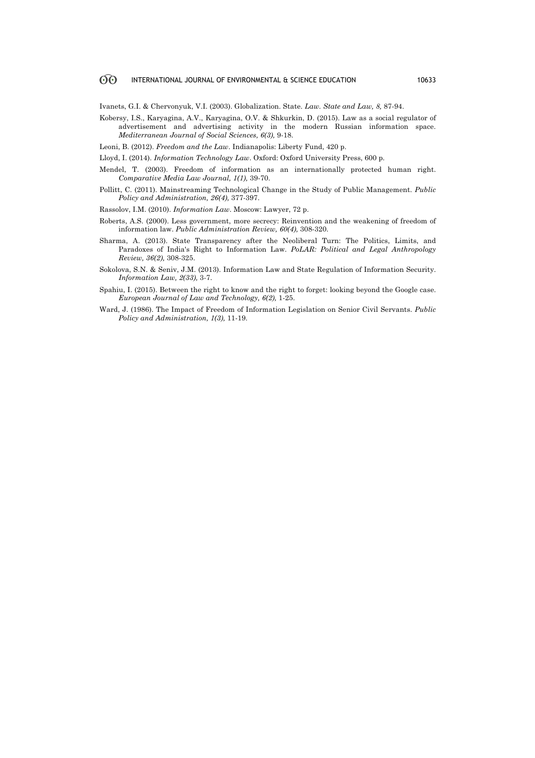Ivanets, G.I. & Chervonyuk, V.I. (2003). Globalization. State. *Law. State and Law, 8,* 87-94.

Kobersy, I.S., Karyagina, A.V., Karyagina, O.V. & Shkurkin, D. (2015). Law as a social regulator of advertisement and advertising activity in the modern Russian information space. *Mediterranean Journal of Social Sciences, 6(3),* 9-18.

Leoni, B. (2012). *Freedom and the Law*. Indianapolis: Liberty Fund, 420 p.

Lloyd, I. (2014). *Information Technology Law*. Oxford: Oxford University Press, 600 p.

Mendel, T. (2003). Freedom of information as an internationally protected human right. *Comparative Media Law Journal, 1(1),* 39-70.

Pollitt, C. (2011). Mainstreaming Technological Change in the Study of Public Management. *Public Policy and Administration, 26(4),* 377-397.

Rassolov, I.M. (2010). *Information Law*. Moscow: Lawyer, 72 p.

Roberts, A.S. (2000). Less government, more secrecy: Reinvention and the weakening of freedom of information law. *Public Administration Review, 60(4),* 308-320.

Sharma, A. (2013). State Transparency after the Neoliberal Turn: The Politics, Limits, and Paradoxes of India's Right to Information Law. *PoLAR: Political and Legal Anthropology Review, 36(2),* 308-325.

Sokolova, S.N. & Seniv, J.M. (2013). Information Law and State Regulation of Information Security. *Information Law, 2(33),* 3-7.

Spahiu, I. (2015). Between the right to know and the right to forget: looking beyond the Google case. *European Journal of Law and Technology, 6(2),* 1-25.

Ward, J. (1986). The Impact of Freedom of Information Legislation on Senior Civil Servants. *Public Policy and Administration, 1(3),* 11-19.